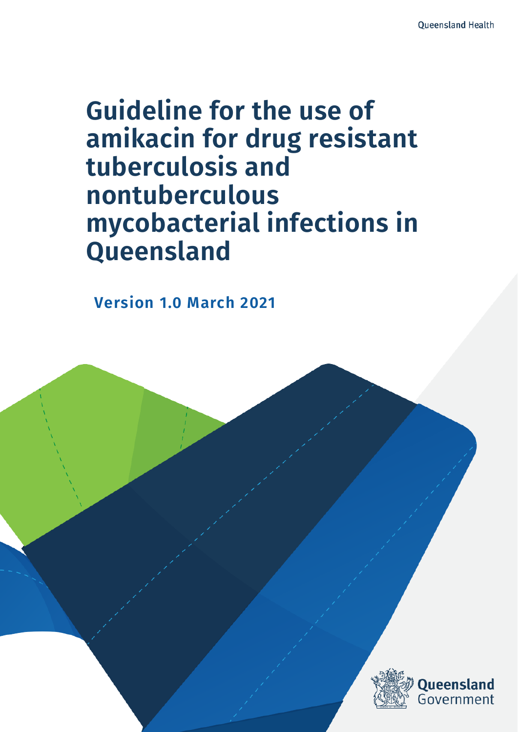Queensland Health

# Guideline for the use of amikacin for drug resistant tuberculosis and nontuberculous mycobacterial infections in Queensland

**Version 1.0 March 2021**

Queensland Government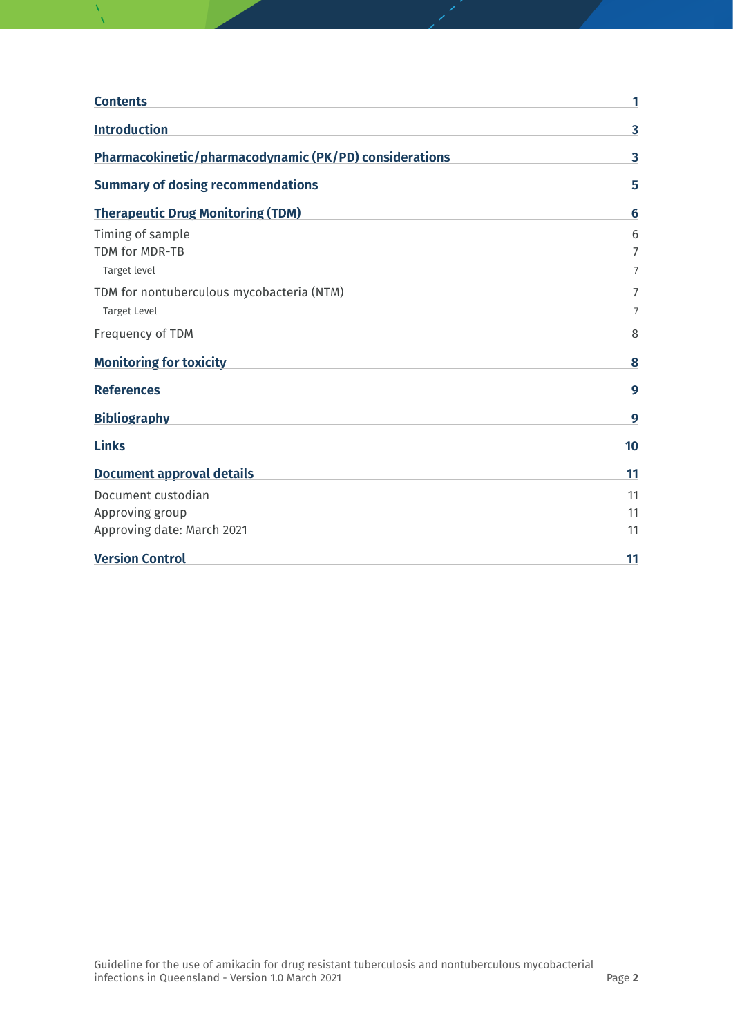**Contents** 1

**Introduction** 3

**Pharmacokinetic/pharmacodynamic (PK/PD) considerations** 3

**Summary of dosing recommendations** 5

**Therapeutic Drug Monitoring (TDM)** 6

- Timing of sample 6
- TDM for MDR-TB 7
  - Target level 7
- TDM for nontuberculous mycobacteria (NTM) 7
  - Target Level 7
- Frequency of TDM 8

**Monitoring for toxicity** 8

**References** 9

**Bibliography** 9

**Links** 10

**Document approval details** 11

- Document custodian 11
- Approving group 11
- Approving date: March 2021 11

**Version Control** 11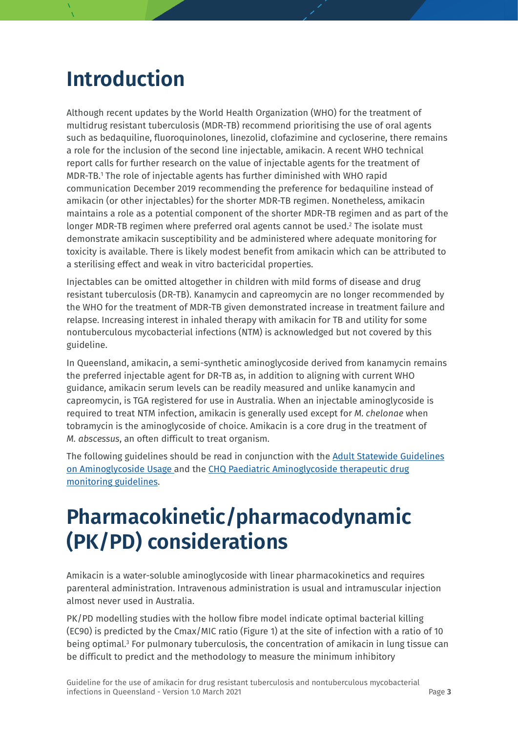# Introduction

Although recent updates by the World Health Organization (WHO) for the treatment of multidrug resistant tuberculosis (MDR-TB) recommend prioritising the use of oral agents such as bedaquiline, fluoroquinolones, linezolid, clofazimine and cycloserine, there remains a role for the inclusion of the second line injectable, amikacin. A recent WHO technical report calls for further research on the value of injectable agents for the treatment of MDR-TB.[1] The role of injectable agents has further diminished with WHO rapid communication December 2019 recommending the preference for bedaquiline instead of amikacin (or other injectables) for the shorter MDR-TB regimen. Nonetheless, amikacin maintains a role as a potential component of the shorter MDR-TB regimen and as part of the longer MDR-TB regimen where preferred oral agents cannot be used.[2] The isolate must demonstrate amikacin susceptibility and be administered where adequate monitoring for toxicity is available. There is likely modest benefit from amikacin which can be attributed to a sterilising effect and weak in vitro bactericidal properties.

Injectables can be omitted altogether in children with mild forms of disease and drug resistant tuberculosis (DR-TB). Kanamycin and capreomycin are no longer recommended by the WHO for the treatment of MDR-TB given demonstrated increase in treatment failure and relapse. Increasing interest in inhaled therapy with amikacin for TB and utility for some nontuberculous mycobacterial infections (NTM) is acknowledged but not covered by this guideline.

In Queensland, amikacin, a semi-synthetic aminoglycoside derived from kanamycin remains the preferred injectable agent for DR-TB as, in addition to aligning with current WHO guidance, amikacin serum levels can be readily measured and unlike kanamycin and capreomycin, is TGA registered for use in Australia. When an injectable aminoglycoside is required to treat NTM infection, amikacin is generally used except for *M. chelonae* when tobramycin is the aminoglycoside of choice. Amikacin is a core drug in the treatment of *M. abscessus*, an often difficult to treat organism.

The following guidelines should be read in conjunction with the [Adult Statewide Guidelines on Aminoglycoside Usage](#) and the [CHQ Paediatric Aminoglycoside therapeutic drug monitoring guidelines](#).

# Pharmacokinetic/pharmacodynamic (PK/PD) considerations

Amikacin is a water-soluble aminoglycoside with linear pharmacokinetics and requires parenteral administration. Intravenous administration is usual and intramuscular injection almost never used in Australia.

PK/PD modelling studies with the hollow fibre model indicate optimal bacterial killing (EC90) is predicted by the Cmax/MIC ratio (Figure 1) at the site of infection with a ratio of 10 being optimal.[3] For pulmonary tuberculosis, the concentration of amikacin in lung tissue can be difficult to predict and the methodology to measure the minimum inhibitory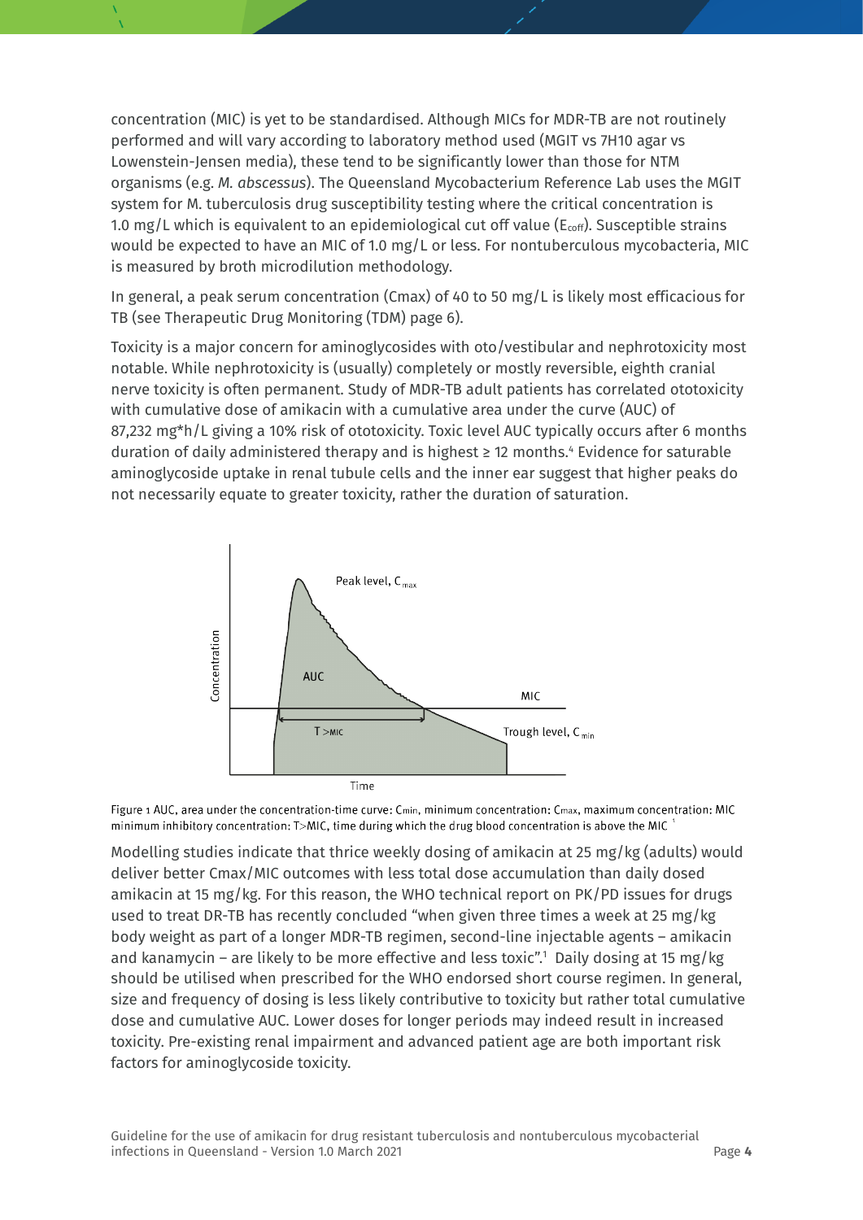concentration (MIC) is yet to be standardised. Although MICs for MDR-TB are not routinely performed and will vary according to laboratory method used (MGIT vs 7H10 agar vs Lowenstein-Jensen media), these tend to be significantly lower than those for NTM organisms (e.g. *M. abscessus*). The Queensland Mycobacterium Reference Lab uses the MGIT system for M. tuberculosis drug susceptibility testing where the critical concentration is 1.0 mg/L which is equivalent to an epidemiological cut off value ($E_{coff}$). Susceptible strains would be expected to have an MIC of 1.0 mg/L or less. For nontuberculous mycobacteria, MIC is measured by broth microdilution methodology.

In general, a peak serum concentration (Cmax) of 40 to 50 mg/L is likely most efficacious for TB (see Therapeutic Drug Monitoring (TDM) page 6).

Toxicity is a major concern for aminoglycosides with oto/vestibular and nephrotoxicity most notable. While nephrotoxicity is (usually) completely or mostly reversible, eighth cranial nerve toxicity is often permanent. Study of MDR-TB adult patients has correlated ototoxicity with cumulative dose of amikacin with a cumulative area under the curve (AUC) of 87,232 mg*h/L giving a 10% risk of ototoxicity. Toxic level AUC typically occurs after 6 months duration of daily administered therapy and is highest ≥ 12 months.[4] Evidence for saturable aminoglycoside uptake in renal tubule cells and the inner ear suggest that higher peaks do not necessarily equate to greater toxicity, rather the duration of saturation.

Figure 1 AUC, area under the concentration-time curve: $C_{min}$, minimum concentration: $C_{max}$, maximum concentration: MIC minimum inhibitory concentration: T>MIC, time during which the drug blood concentration is above the MIC [1]

Modelling studies indicate that thrice weekly dosing of amikacin at 25 mg/kg (adults) would deliver better Cmax/MIC outcomes with less total dose accumulation than daily dosed amikacin at 15 mg/kg. For this reason, the WHO technical report on PK/PD issues for drugs used to treat DR-TB has recently concluded "when given three times a week at 25 mg/kg body weight as part of a longer MDR-TB regimen, second-line injectable agents – amikacin and kanamycin – are likely to be more effective and less toxic".[1] Daily dosing at 15 mg/kg should be utilised when prescribed for the WHO endorsed short course regimen. In general, size and frequency of dosing is less likely contributive to toxicity but rather total cumulative dose and cumulative AUC. Lower doses for longer periods may indeed result in increased toxicity. Pre-existing renal impairment and advanced patient age are both important risk factors for aminoglycoside toxicity.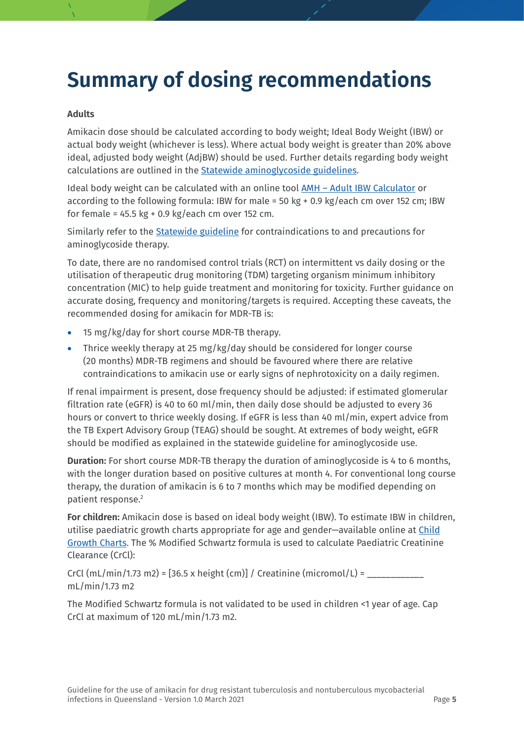# Summary of dosing recommendations

**Adults**

Amikacin dose should be calculated according to body weight; Ideal Body Weight (IBW) or actual body weight (whichever is less). Where actual body weight is greater than 20% above ideal, adjusted body weight (AdjBW) should be used. Further details regarding body weight calculations are outlined in the Statewide aminoglycoside guidelines.

Ideal body weight can be calculated with an online tool AMH – Adult IBW Calculator or according to the following formula: IBW for male = 50 kg + 0.9 kg/each cm over 152 cm; IBW for female = 45.5 kg + 0.9 kg/each cm over 152 cm.

Similarly refer to the Statewide guideline for contraindications to and precautions for aminoglycoside therapy.

To date, there are no randomised control trials (RCT) on intermittent vs daily dosing or the utilisation of therapeutic drug monitoring (TDM) targeting organism minimum inhibitory concentration (MIC) to help guide treatment and monitoring for toxicity. Further guidance on accurate dosing, frequency and monitoring/targets is required. Accepting these caveats, the recommended dosing for amikacin for MDR-TB is:

- 15 mg/kg/day for short course MDR-TB therapy.
- Thrice weekly therapy at 25 mg/kg/day should be considered for longer course (20 months) MDR-TB regimens and should be favoured where there are relative contraindications to amikacin use or early signs of nephrotoxicity on a daily regimen.

If renal impairment is present, dose frequency should be adjusted: if estimated glomerular filtration rate (eGFR) is 40 to 60 ml/min, then daily dose should be adjusted to every 36 hours or convert to thrice weekly dosing. If eGFR is less than 40 ml/min, expert advice from the TB Expert Advisory Group (TEAG) should be sought. At extremes of body weight, eGFR should be modified as explained in the statewide guideline for aminoglycoside use.

**Duration:** For short course MDR-TB therapy the duration of aminoglycoside is 4 to 6 months, with the longer duration based on positive cultures at month 4. For conventional long course therapy, the duration of amikacin is 6 to 7 months which may be modified depending on patient response.[2]

**For children:** Amikacin dose is based on ideal body weight (IBW). To estimate IBW in children, utilise paediatric growth charts appropriate for age and gender—available online at Child Growth Charts. The % Modified Schwartz formula is used to calculate Paediatric Creatinine Clearance (CrCl):

CrCl (mL/min/1.73 m2) = [36.5 x height (cm)] / Creatinine (micromol/L) = ___________ mL/min/1.73 m2

The Modified Schwartz formula is not validated to be used in children <1 year of age. Cap CrCl at maximum of 120 mL/min/1.73 m2.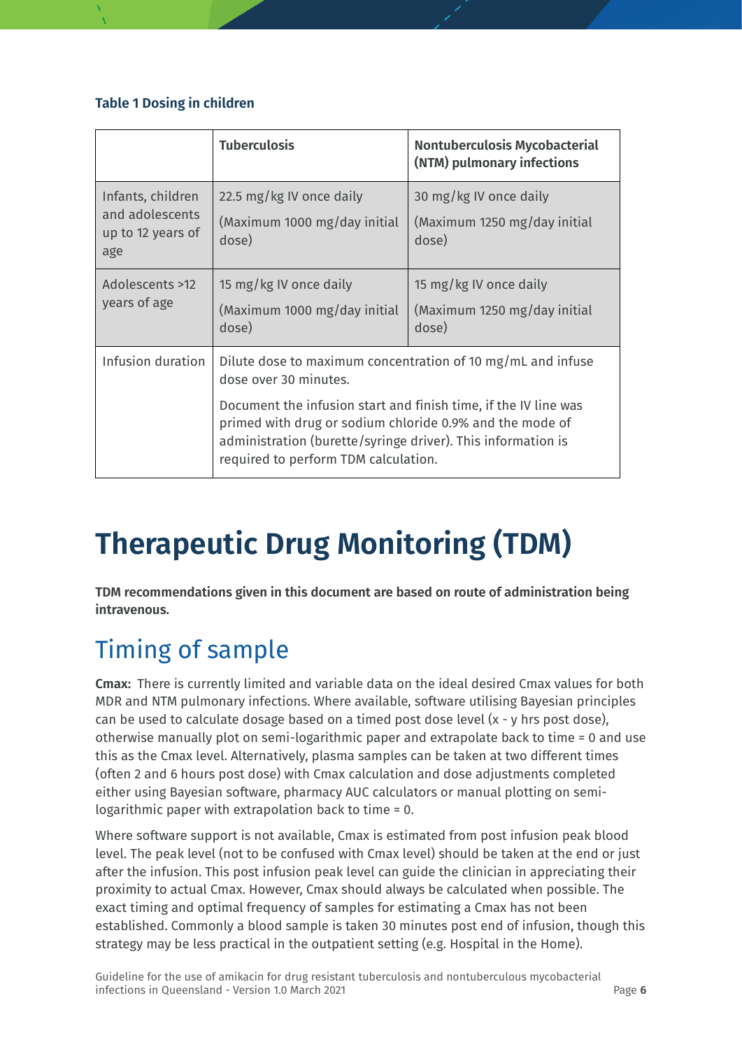**Table 1 Dosing in children**

| | Tuberculosis | Nontuberculosis Mycobacterial (NTM) pulmonary infections |
|---|---|---|
| Infants, children and adolescents up to 12 years of age | 22.5 mg/kg IV once daily<br>(Maximum 1000 mg/day initial dose) | 30 mg/kg IV once daily<br>(Maximum 1250 mg/day initial dose) |
| Adolescents >12 years of age | 15 mg/kg IV once daily<br>(Maximum 1000 mg/day initial dose) | 15 mg/kg IV once daily<br>(Maximum 1250 mg/day initial dose) |
| Infusion duration | Dilute dose to maximum concentration of 10 mg/mL and infuse dose over 30 minutes.<br>Document the infusion start and finish time, if the IV line was primed with drug or sodium chloride 0.9% and the mode of administration (burette/syringe driver). This information is required to perform TDM calculation. | |

# Therapeutic Drug Monitoring (TDM)

**TDM recommendations given in this document are based on route of administration being intravenous.**

## Timing of sample

**Cmax:** There is currently limited and variable data on the ideal desired Cmax values for both MDR and NTM pulmonary infections. Where available, software utilising Bayesian principles can be used to calculate dosage based on a timed post dose level (x - y hrs post dose), otherwise manually plot on semi-logarithmic paper and extrapolate back to time = 0 and use this as the Cmax level. Alternatively, plasma samples can be taken at two different times (often 2 and 6 hours post dose) with Cmax calculation and dose adjustments completed either using Bayesian software, pharmacy AUC calculators or manual plotting on semi-logarithmic paper with extrapolation back to time = 0.

Where software support is not available, Cmax is estimated from post infusion peak blood level. The peak level (not to be confused with Cmax level) should be taken at the end or just after the infusion. This post infusion peak level can guide the clinician in appreciating their proximity to actual Cmax. However, Cmax should always be calculated when possible. The exact timing and optimal frequency of samples for estimating a Cmax has not been established. Commonly a blood sample is taken 30 minutes post end of infusion, though this strategy may be less practical in the outpatient setting (e.g. Hospital in the Home).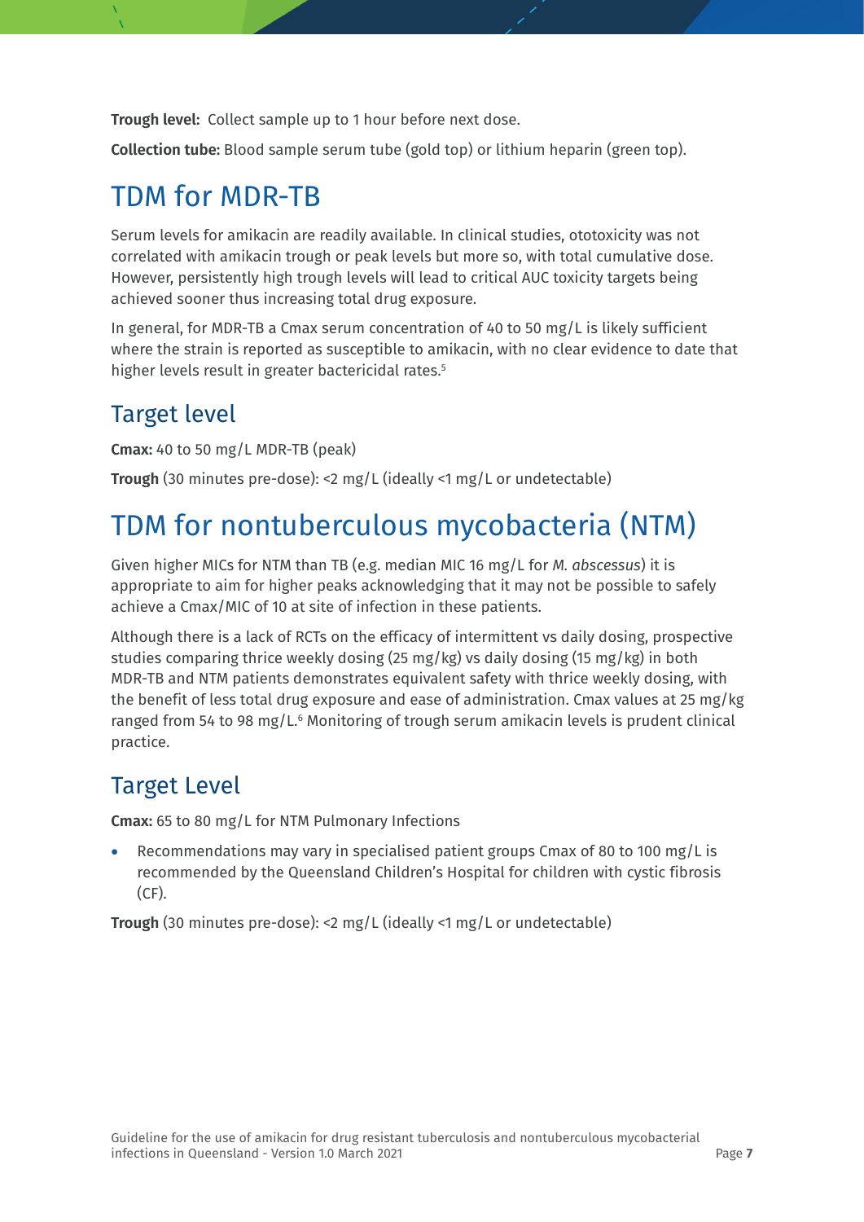**Trough level:** Collect sample up to 1 hour before next dose.

**Collection tube:** Blood sample serum tube (gold top) or lithium heparin (green top).

# TDM for MDR-TB

Serum levels for amikacin are readily available. In clinical studies, ototoxicity was not correlated with amikacin trough or peak levels but more so, with total cumulative dose. However, persistently high trough levels will lead to critical AUC toxicity targets being achieved sooner thus increasing total drug exposure.

In general, for MDR-TB a Cmax serum concentration of 40 to 50 mg/L is likely sufficient where the strain is reported as susceptible to amikacin, with no clear evidence to date that higher levels result in greater bactericidal rates.[5]

## Target level

**Cmax:** 40 to 50 mg/L MDR-TB (peak)

**Trough** (30 minutes pre-dose): <2 mg/L (ideally <1 mg/L or undetectable)

# TDM for nontuberculous mycobacteria (NTM)

Given higher MICs for NTM than TB (e.g. median MIC 16 mg/L for *M. abscessus*) it is appropriate to aim for higher peaks acknowledging that it may not be possible to safely achieve a Cmax/MIC of 10 at site of infection in these patients.

Although there is a lack of RCTs on the efficacy of intermittent vs daily dosing, prospective studies comparing thrice weekly dosing (25 mg/kg) vs daily dosing (15 mg/kg) in both MDR-TB and NTM patients demonstrates equivalent safety with thrice weekly dosing, with the benefit of less total drug exposure and ease of administration. Cmax values at 25 mg/kg ranged from 54 to 98 mg/L.[6] Monitoring of trough serum amikacin levels is prudent clinical practice.

## Target Level

**Cmax:** 65 to 80 mg/L for NTM Pulmonary Infections

- Recommendations may vary in specialised patient groups Cmax of 80 to 100 mg/L is recommended by the Queensland Children's Hospital for children with cystic fibrosis (CF).

**Trough** (30 minutes pre-dose): <2 mg/L (ideally <1 mg/L or undetectable)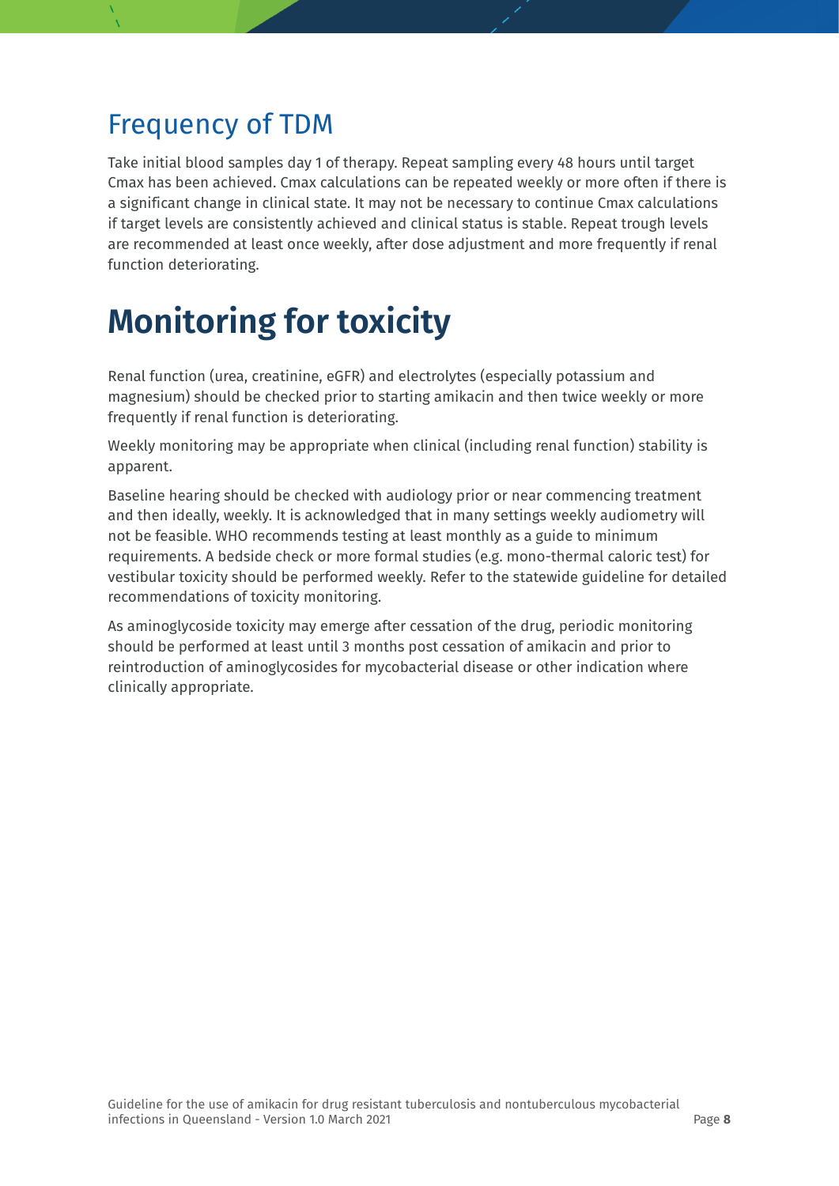## Frequency of TDM

Take initial blood samples day 1 of therapy. Repeat sampling every 48 hours until target Cmax has been achieved. Cmax calculations can be repeated weekly or more often if there is a significant change in clinical state. It may not be necessary to continue Cmax calculations if target levels are consistently achieved and clinical status is stable. Repeat trough levels are recommended at least once weekly, after dose adjustment and more frequently if renal function deteriorating.

# Monitoring for toxicity

Renal function (urea, creatinine, eGFR) and electrolytes (especially potassium and magnesium) should be checked prior to starting amikacin and then twice weekly or more frequently if renal function is deteriorating.

Weekly monitoring may be appropriate when clinical (including renal function) stability is apparent.

Baseline hearing should be checked with audiology prior or near commencing treatment and then ideally, weekly. It is acknowledged that in many settings weekly audiometry will not be feasible. WHO recommends testing at least monthly as a guide to minimum requirements. A bedside check or more formal studies (e.g. mono-thermal caloric test) for vestibular toxicity should be performed weekly. Refer to the statewide guideline for detailed recommendations of toxicity monitoring.

As aminoglycoside toxicity may emerge after cessation of the drug, periodic monitoring should be performed at least until 3 months post cessation of amikacin and prior to reintroduction of aminoglycosides for mycobacterial disease or other indication where clinically appropriate.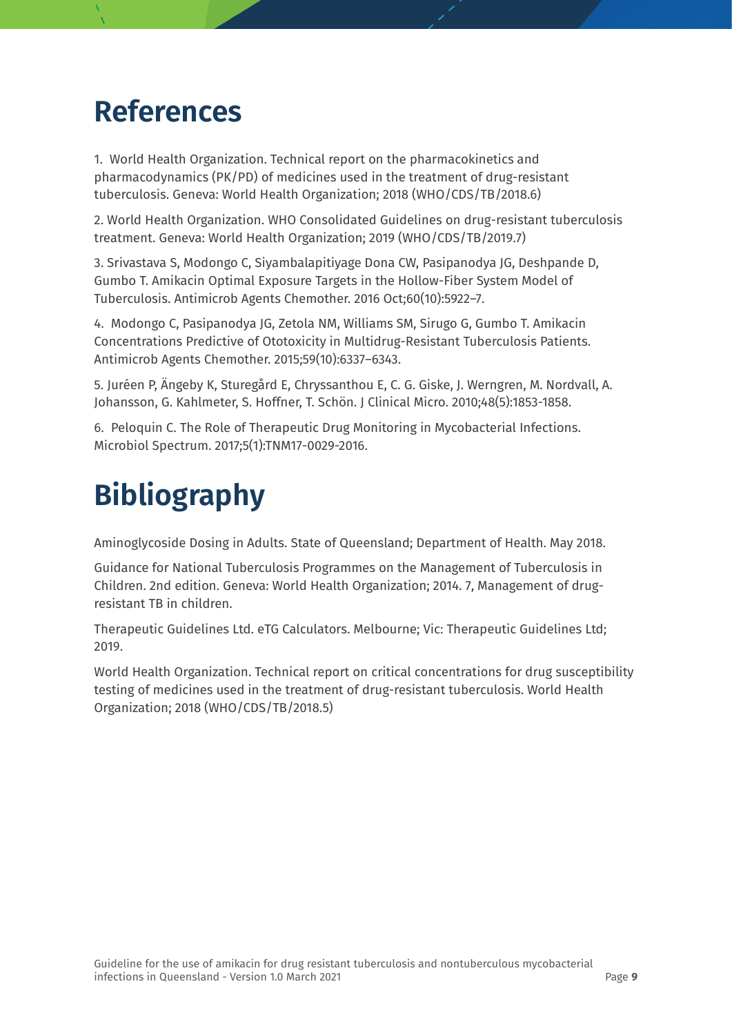# References

1. World Health Organization. Technical report on the pharmacokinetics and pharmacodynamics (PK/PD) of medicines used in the treatment of drug-resistant tuberculosis. Geneva: World Health Organization; 2018 (WHO/CDS/TB/2018.6)

2. World Health Organization. WHO Consolidated Guidelines on drug-resistant tuberculosis treatment. Geneva: World Health Organization; 2019 (WHO/CDS/TB/2019.7)

3. Srivastava S, Modongo C, Siyambalapitiyage Dona CW, Pasipanodya JG, Deshpande D, Gumbo T. Amikacin Optimal Exposure Targets in the Hollow-Fiber System Model of Tuberculosis. Antimicrob Agents Chemother. 2016 Oct;60(10):5922–7.

4. Modongo C, Pasipanodya JG, Zetola NM, Williams SM, Sirugo G, Gumbo T. Amikacin Concentrations Predictive of Ototoxicity in Multidrug-Resistant Tuberculosis Patients. Antimicrob Agents Chemother. 2015;59(10):6337–6343.

5. Juréen P, Ängeby K, Sturegård E, Chryssanthou E, C. G. Giske, J. Werngren, M. Nordvall, A. Johansson, G. Kahlmeter, S. Hoffner, T. Schön. J Clinical Micro. 2010;48(5):1853-1858.

6. Peloquin C. The Role of Therapeutic Drug Monitoring in Mycobacterial Infections. Microbiol Spectrum. 2017;5(1):TNM17-0029-2016.

# Bibliography

Aminoglycoside Dosing in Adults. State of Queensland; Department of Health. May 2018.

Guidance for National Tuberculosis Programmes on the Management of Tuberculosis in Children. 2nd edition. Geneva: World Health Organization; 2014. 7, Management of drug-resistant TB in children.

Therapeutic Guidelines Ltd. eTG Calculators. Melbourne; Vic: Therapeutic Guidelines Ltd; 2019.

World Health Organization. Technical report on critical concentrations for drug susceptibility testing of medicines used in the treatment of drug-resistant tuberculosis. World Health Organization; 2018 (WHO/CDS/TB/2018.5)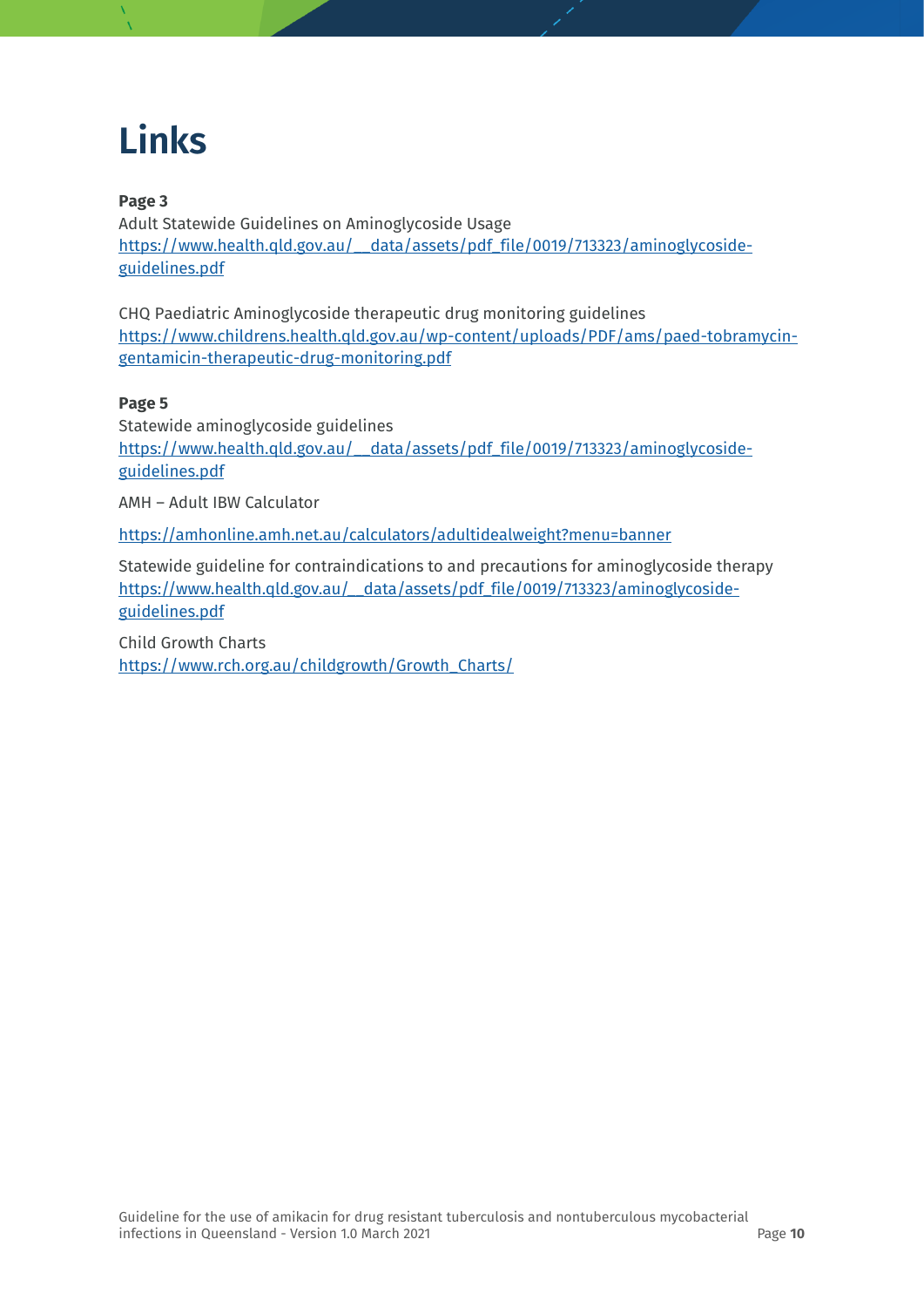# Links

**Page 3**

Adult Statewide Guidelines on Aminoglycoside Usage
https://www.health.qld.gov.au/__data/assets/pdf_file/0019/713323/aminoglycoside-guidelines.pdf

CHQ Paediatric Aminoglycoside therapeutic drug monitoring guidelines
https://www.childrens.health.qld.gov.au/wp-content/uploads/PDF/ams/paed-tobramycin-gentamicin-therapeutic-drug-monitoring.pdf

**Page 5**

Statewide aminoglycoside guidelines
https://www.health.qld.gov.au/__data/assets/pdf_file/0019/713323/aminoglycoside-guidelines.pdf

AMH – Adult IBW Calculator

https://amhonline.amh.net.au/calculators/adultidealweight?menu=banner

Statewide guideline for contraindications to and precautions for aminoglycoside therapy
https://www.health.qld.gov.au/__data/assets/pdf_file/0019/713323/aminoglycoside-guidelines.pdf

Child Growth Charts
https://www.rch.org.au/childgrowth/Growth_Charts/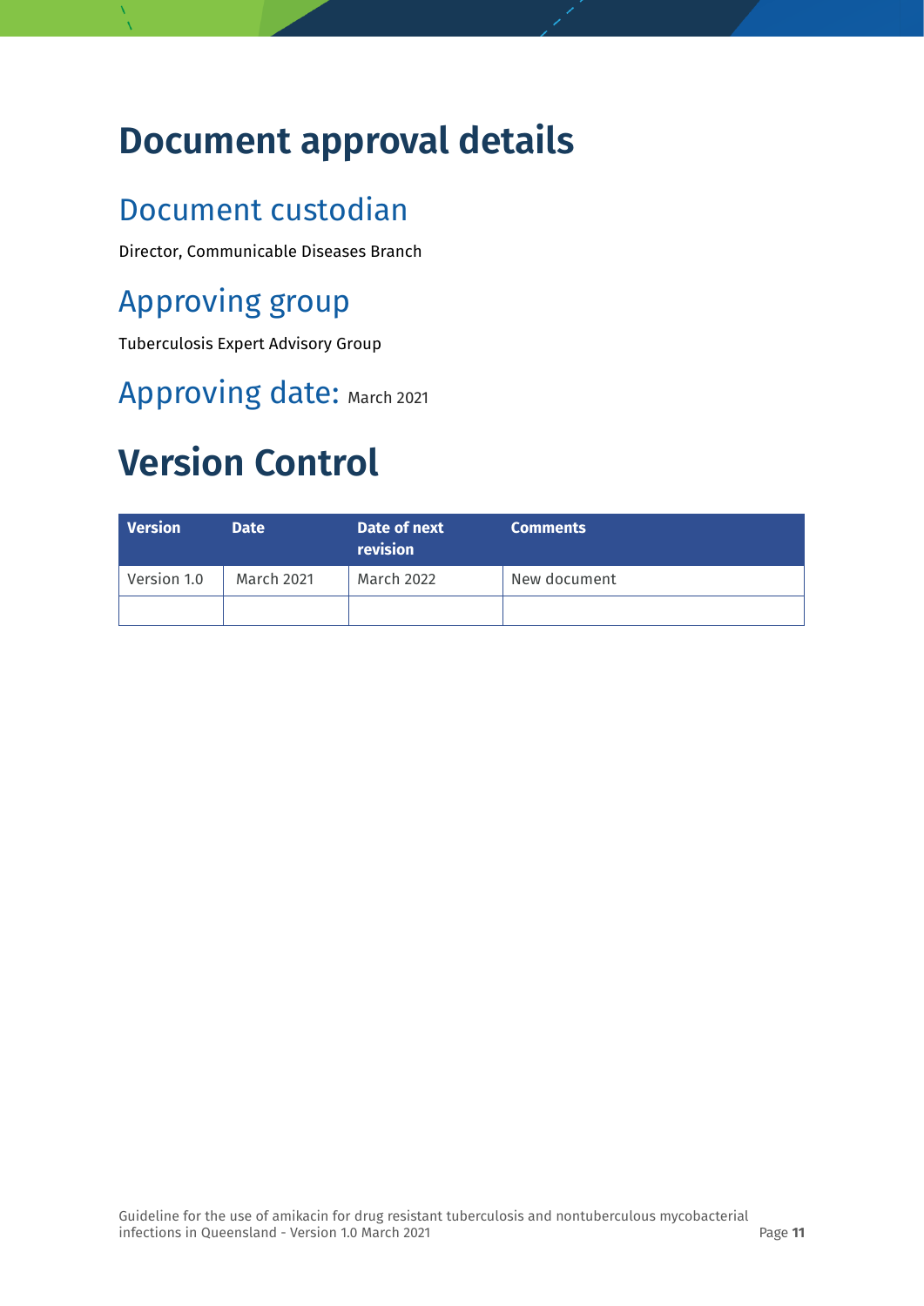# Document approval details

## Document custodian

Director, Communicable Diseases Branch

## Approving group

Tuberculosis Expert Advisory Group

## Approving date: March 2021

# Version Control

| Version | Date | Date of next revision | Comments |
|---|---|---|---|
| Version 1.0 | March 2021 | March 2022 | New document |
| | | | |